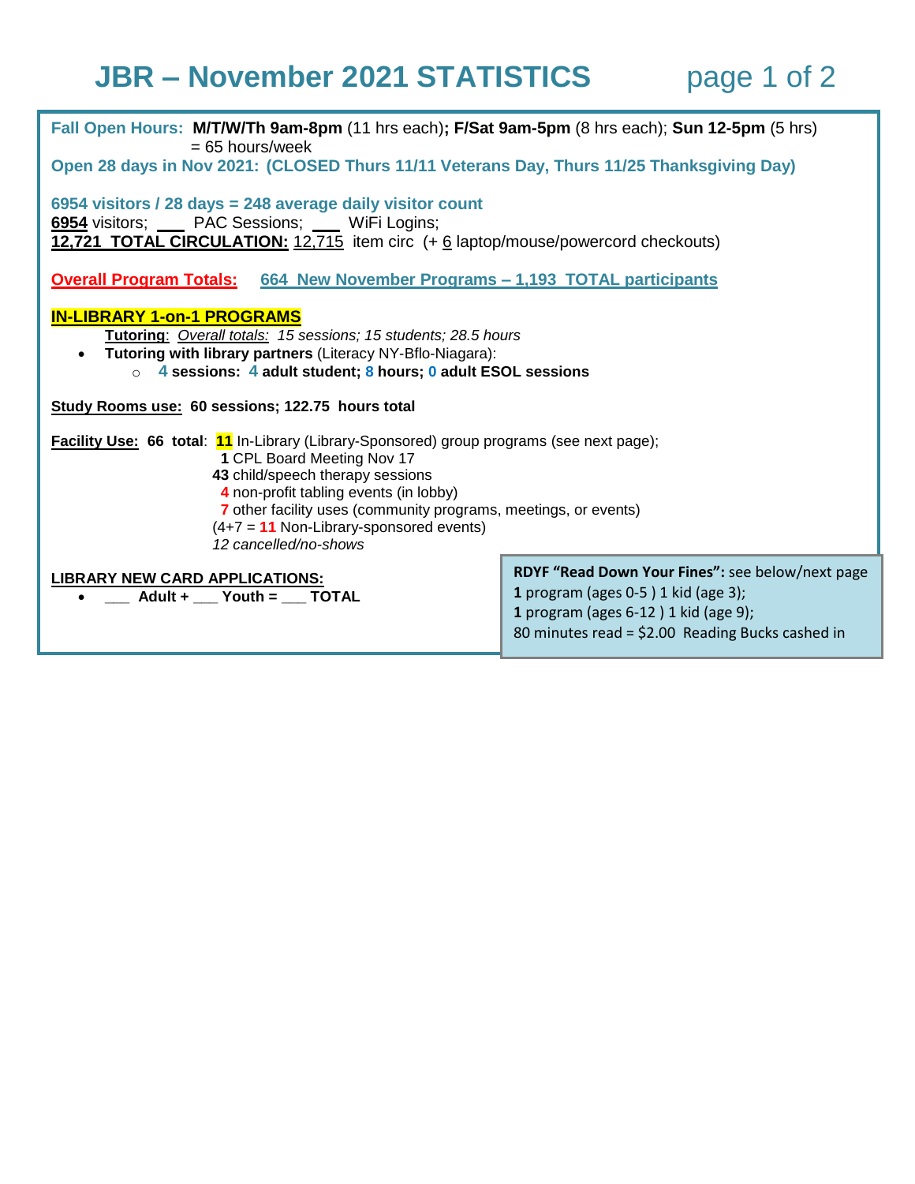# JBR – November 2021 STATISTICS

**Fall Open Hours: M/T/W/Th 9am-8pm** (11 hrs each)**; F/Sat 9am-5pm** (8 hrs each); **Sun 12-5pm** (5 hrs) = 65 hours/week

**Open 28 days in Nov 2021: (CLOSED Thurs 11/11 Veterans Day, Thurs 11/25 Thanksgiving Day)**

**6954 visitors / 28 days = 248 average daily visitor count**

**6954** visitors; ___ PAC Sessions; ___ WiFi Logins;

**12,721 TOTAL CIRCULATION:** 12,715 item circ (+ 6 laptop/mouse/powercord checkouts)

**Overall Program Totals:** **664 New November Programs – 1,193 TOTAL participants**

## IN-LIBRARY 1-on-1 PROGRAMS

**Tutoring**: *Overall totals: 15 sessions; 15 students; 28.5 hours*

- **Tutoring with library partners** (Literacy NY-Bflo-Niagara):
  - **4 sessions: 4 adult student; 8 hours; 0 adult ESOL sessions**

**Study Rooms use: 60 sessions; 122.75 hours total**

**Facility Use: 66 total**: **11** In-Library (Library-Sponsored) group programs (see next page);
**1** CPL Board Meeting Nov 17
**43** child/speech therapy sessions
**4** non-profit tabling events (in lobby)
**7** other facility uses (community programs, meetings, or events)
(4+7 = **11** Non-Library-sponsored events)
*12 cancelled/no-shows*

**LIBRARY NEW CARD APPLICATIONS:**

- **___ Adult + ___ Youth = ___ TOTAL**

**RDYF "Read Down Your Fines":** see below/next page
**1** program (ages 0-5 ) 1 kid (age 3);
**1** program (ages 6-12 ) 1 kid (age 9);
80 minutes read = $2.00 Reading Bucks cashed in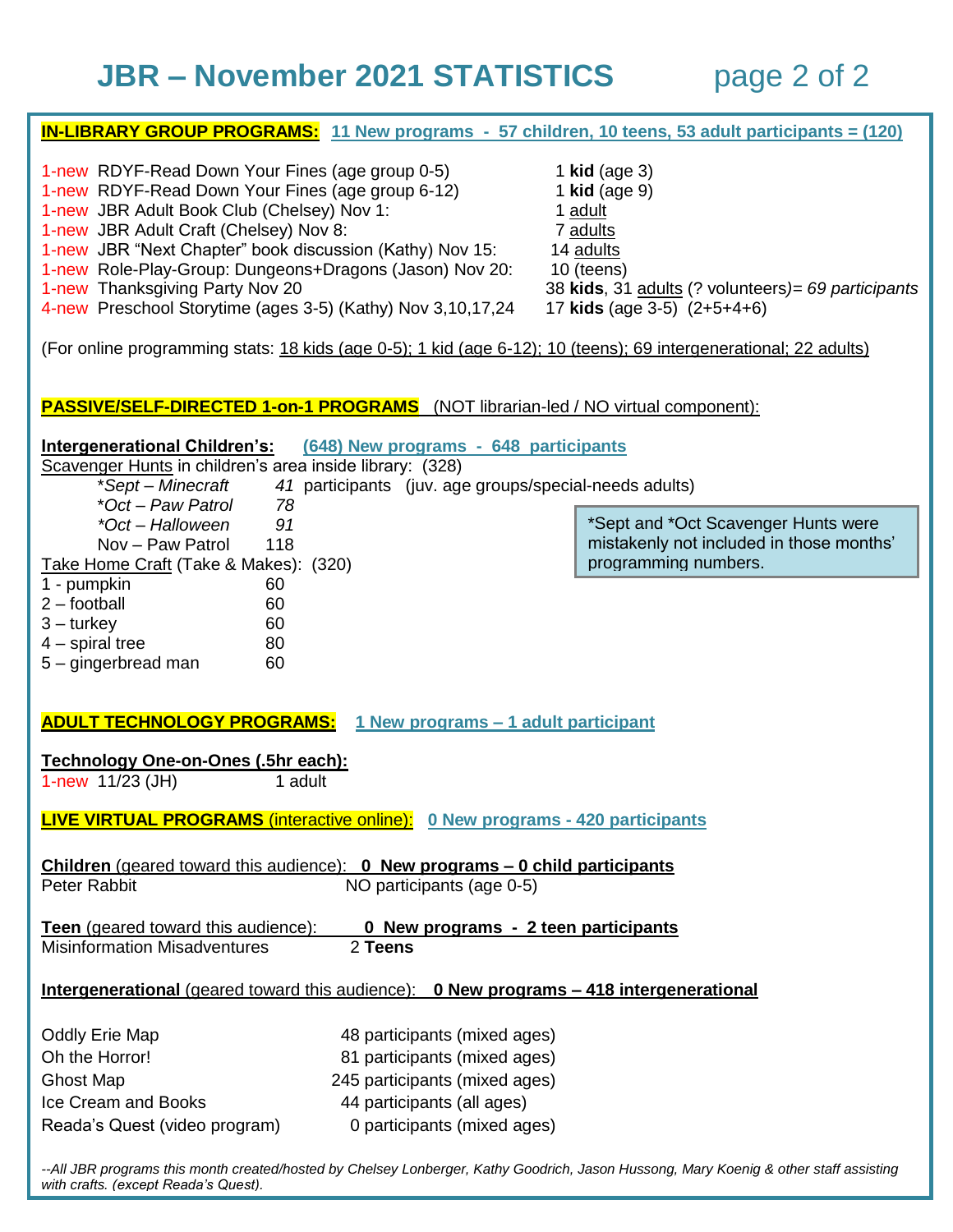# JBR – November 2021 STATISTICS

**IN-LIBRARY GROUP PROGRAMS:** 11 New programs - 57 children, 10 teens, 53 adult participants = (120)

| | |
|---|---|
| 1-new RDYF-Read Down Your Fines (age group 0-5) | 1 **kid** (age 3) |
| 1-new RDYF-Read Down Your Fines (age group 6-12) | 1 **kid** (age 9) |
| 1-new JBR Adult Book Club (Chelsey) Nov 1: | 1 adult |
| 1-new JBR Adult Craft (Chelsey) Nov 8: | 7 adults |
| 1-new JBR "Next Chapter" book discussion (Kathy) Nov 15: | 14 adults |
| 1-new Role-Play-Group: Dungeons+Dragons (Jason) Nov 20: | 10 (teens) |
| 1-new Thanksgiving Party Nov 20 | 38 **kids**, 31 adults (? volunteers)= *69 participants* |
| 4-new Preschool Storytime (ages 3-5) (Kathy) Nov 3,10,17,24 | 17 **kids** (age 3-5) (2+5+4+6) |

(For online programming stats: 18 kids (age 0-5); 1 kid (age 6-12); 10 (teens); 69 intergenerational; 22 adults)

**PASSIVE/SELF-DIRECTED 1-on-1 PROGRAMS** (NOT librarian-led / NO virtual component):

**Intergenerational Children's:** (648) New programs - 648 participants

Scavenger Hunts in children's area inside library: (328)

| | | |
|---|---|---|
| **Sept – Minecraft* | *41* | participants (juv. age groups/special-needs adults) |
| **Oct – Paw Patrol* | *78* | |
| **Oct – Halloween* | *91* | |
| Nov – Paw Patrol | 118 | |

*Sept and *Oct Scavenger Hunts were mistakenly not included in those months' programming numbers.

Take Home Craft (Take & Makes): (320)

| | |
|---|---|
| 1 - pumpkin | 60 |
| 2 – football | 60 |
| 3 – turkey | 60 |
| 4 – spiral tree | 80 |
| 5 – gingerbread man | 60 |

**ADULT TECHNOLOGY PROGRAMS:** 1 New programs – 1 adult participant

**Technology One-on-Ones (.5hr each):**

1-new 11/23 (JH) 1 adult

**LIVE VIRTUAL PROGRAMS** (interactive online): 0 New programs - 420 participants

**Children** (geared toward this audience): **0 New programs – 0 child participants**

Peter Rabbit NO participants (age 0-5)

**Teen** (geared toward this audience): **0 New programs - 2 teen participants**

Misinformation Misadventures 2 **Teens**

**Intergenerational** (geared toward this audience): **0 New programs – 418 intergenerational**

| | |
|---|---|
| Oddly Erie Map | 48 participants (mixed ages) |
| Oh the Horror! | 81 participants (mixed ages) |
| Ghost Map | 245 participants (mixed ages) |
| Ice Cream and Books | 44 participants (all ages) |
| Reada's Quest (video program) | 0 participants (mixed ages) |

*--All JBR programs this month created/hosted by Chelsey Lonberger, Kathy Goodrich, Jason Hussong, Mary Koenig & other staff assisting with crafts. (except Reada's Quest).*